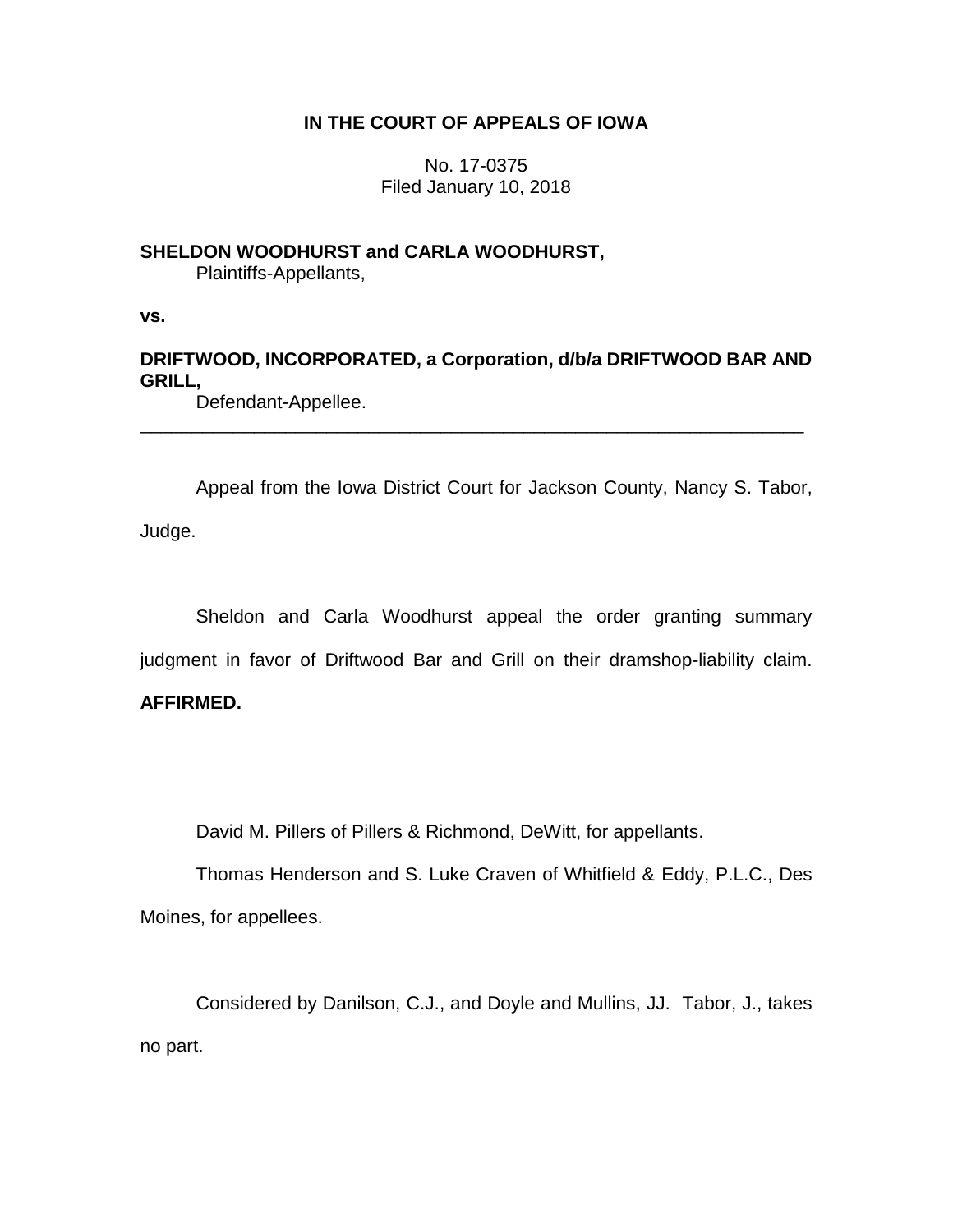# IN THE COURT OF APPEALS OF IOWA

No. 17-0375
Filed January 10, 2018

**SHELDON WOODHURST and CARLA WOODHURST,**
Plaintiffs-Appellants,

**vs.**

**DRIFTWOOD, INCORPORATED, a Corporation, d/b/a DRIFTWOOD BAR AND GRILL,**
Defendant-Appellee.

---

Appeal from the Iowa District Court for Jackson County, Nancy S. Tabor, Judge.

Sheldon and Carla Woodhurst appeal the order granting summary judgment in favor of Driftwood Bar and Grill on their dramshop-liability claim. **AFFIRMED.**

David M. Pillers of Pillers & Richmond, DeWitt, for appellants.

Thomas Henderson and S. Luke Craven of Whitfield & Eddy, P.L.C., Des Moines, for appellees.

Considered by Danilson, C.J., and Doyle and Mullins, JJ. Tabor, J., takes no part.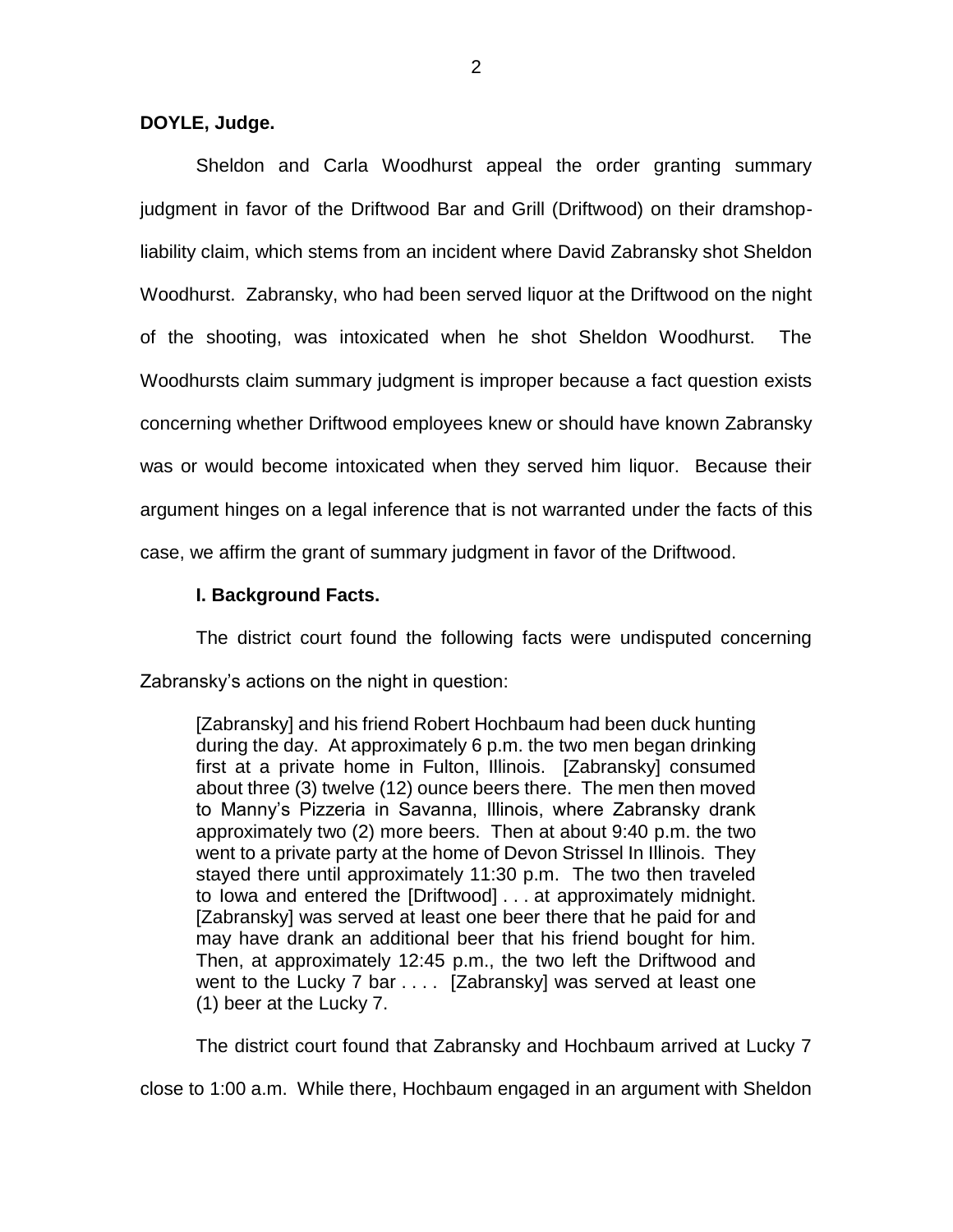**DOYLE, Judge.**

Sheldon and Carla Woodhurst appeal the order granting summary judgment in favor of the Driftwood Bar and Grill (Driftwood) on their dramshop-liability claim, which stems from an incident where David Zabransky shot Sheldon Woodhurst. Zabransky, who had been served liquor at the Driftwood on the night of the shooting, was intoxicated when he shot Sheldon Woodhurst. The Woodhursts claim summary judgment is improper because a fact question exists concerning whether Driftwood employees knew or should have known Zabransky was or would become intoxicated when they served him liquor. Because their argument hinges on a legal inference that is not warranted under the facts of this case, we affirm the grant of summary judgment in favor of the Driftwood.

**I. Background Facts.**

The district court found the following facts were undisputed concerning Zabransky's actions on the night in question:

> [Zabransky] and his friend Robert Hochbaum had been duck hunting during the day. At approximately 6 p.m. the two men began drinking first at a private home in Fulton, Illinois. [Zabransky] consumed about three (3) twelve (12) ounce beers there. The men then moved to Manny's Pizzeria in Savanna, Illinois, where Zabransky drank approximately two (2) more beers. Then at about 9:40 p.m. the two went to a private party at the home of Devon Strissel In Illinois. They stayed there until approximately 11:30 p.m. The two then traveled to Iowa and entered the [Driftwood] . . . at approximately midnight. [Zabransky] was served at least one beer there that he paid for and may have drank an additional beer that his friend bought for him. Then, at approximately 12:45 p.m., the two left the Driftwood and went to the Lucky 7 bar . . . . [Zabransky] was served at least one (1) beer at the Lucky 7.

The district court found that Zabransky and Hochbaum arrived at Lucky 7 close to 1:00 a.m. While there, Hochbaum engaged in an argument with Sheldon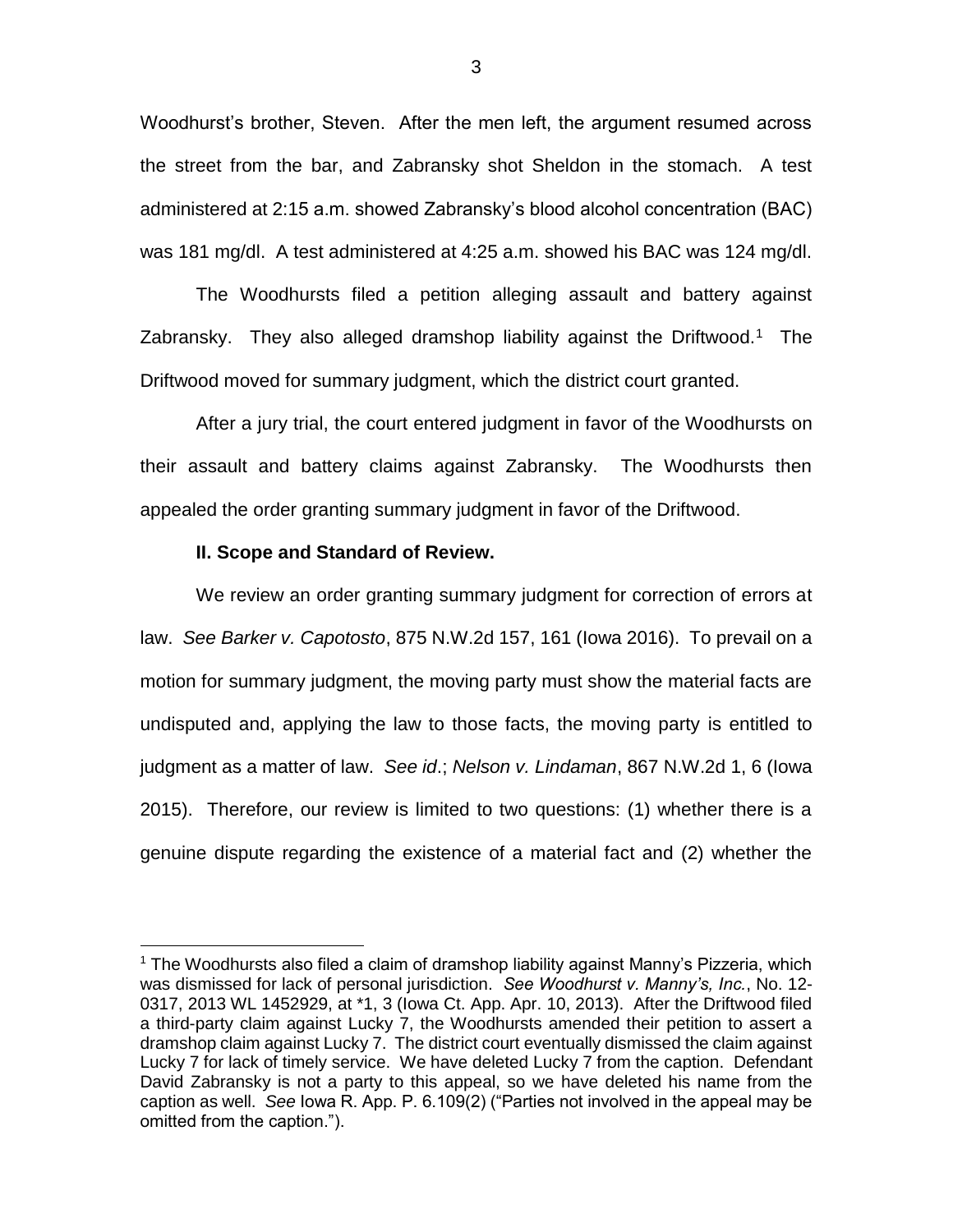Woodhurst's brother, Steven. After the men left, the argument resumed across the street from the bar, and Zabransky shot Sheldon in the stomach. A test administered at 2:15 a.m. showed Zabransky's blood alcohol concentration (BAC) was 181 mg/dl. A test administered at 4:25 a.m. showed his BAC was 124 mg/dl.

The Woodhursts filed a petition alleging assault and battery against Zabransky. They also alleged dramshop liability against the Driftwood.[1] The Driftwood moved for summary judgment, which the district court granted.

After a jury trial, the court entered judgment in favor of the Woodhursts on their assault and battery claims against Zabransky. The Woodhursts then appealed the order granting summary judgment in favor of the Driftwood.

**II. Scope and Standard of Review.**

We review an order granting summary judgment for correction of errors at law. *See Barker v. Capotosto*, 875 N.W.2d 157, 161 (Iowa 2016). To prevail on a motion for summary judgment, the moving party must show the material facts are undisputed and, applying the law to those facts, the moving party is entitled to judgment as a matter of law. *See id*.; *Nelson v. Lindaman*, 867 N.W.2d 1, 6 (Iowa 2015). Therefore, our review is limited to two questions: (1) whether there is a genuine dispute regarding the existence of a material fact and (2) whether the

[1] The Woodhursts also filed a claim of dramshop liability against Manny's Pizzeria, which was dismissed for lack of personal jurisdiction. *See Woodhurst v. Manny's, Inc.*, No. 12-0317, 2013 WL 1452929, at *1, 3 (Iowa Ct. App. Apr. 10, 2013). After the Driftwood filed a third-party claim against Lucky 7, the Woodhursts amended their petition to assert a dramshop claim against Lucky 7. The district court eventually dismissed the claim against Lucky 7 for lack of timely service. We have deleted Lucky 7 from the caption. Defendant David Zabransky is not a party to this appeal, so we have deleted his name from the caption as well. *See* Iowa R. App. P. 6.109(2) ("Parties not involved in the appeal may be omitted from the caption.").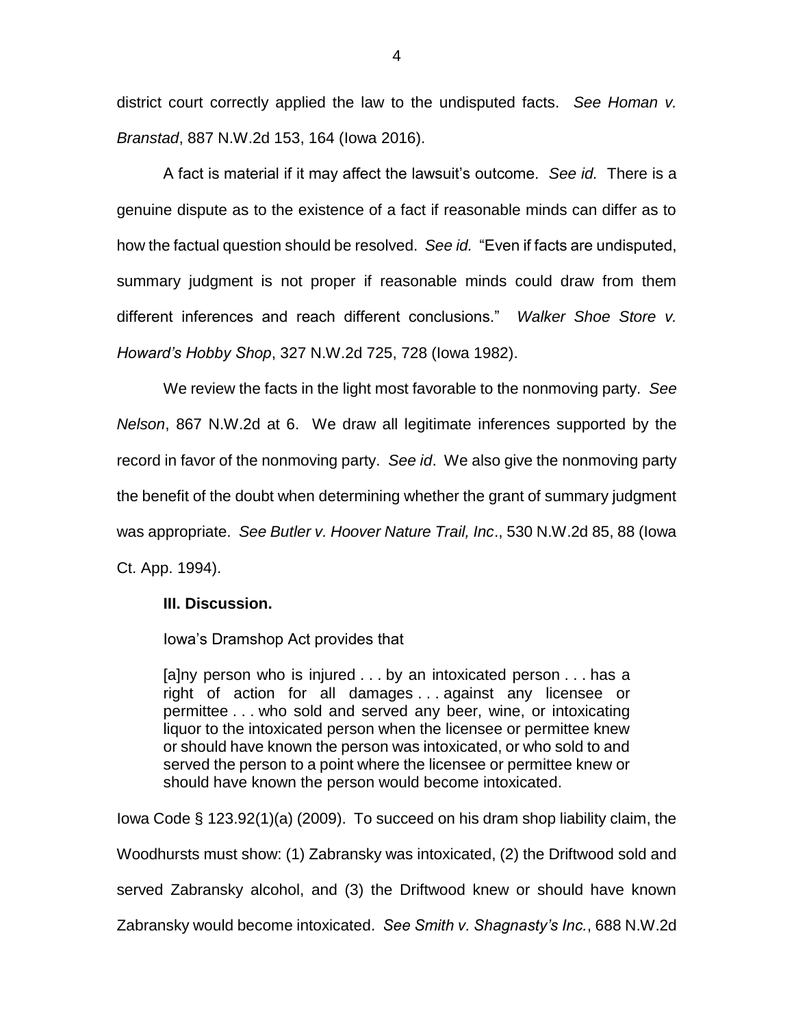district court correctly applied the law to the undisputed facts. *See Homan v. Branstad*, 887 N.W.2d 153, 164 (Iowa 2016).

A fact is material if it may affect the lawsuit's outcome. *See id.* There is a genuine dispute as to the existence of a fact if reasonable minds can differ as to how the factual question should be resolved. *See id.* "Even if facts are undisputed, summary judgment is not proper if reasonable minds could draw from them different inferences and reach different conclusions." *Walker Shoe Store v. Howard's Hobby Shop*, 327 N.W.2d 725, 728 (Iowa 1982).

We review the facts in the light most favorable to the nonmoving party. *See Nelson*, 867 N.W.2d at 6. We draw all legitimate inferences supported by the record in favor of the nonmoving party. *See id*. We also give the nonmoving party the benefit of the doubt when determining whether the grant of summary judgment was appropriate. *See Butler v. Hoover Nature Trail, Inc*., 530 N.W.2d 85, 88 (Iowa Ct. App. 1994).

**III. Discussion.**

Iowa's Dramshop Act provides that

> [a]ny person who is injured . . . by an intoxicated person . . . has a right of action for all damages . . . against any licensee or permittee . . . who sold and served any beer, wine, or intoxicating liquor to the intoxicated person when the licensee or permittee knew or should have known the person was intoxicated, or who sold to and served the person to a point where the licensee or permittee knew or should have known the person would become intoxicated.

Iowa Code § 123.92(1)(a) (2009). To succeed on his dram shop liability claim, the Woodhursts must show: (1) Zabransky was intoxicated, (2) the Driftwood sold and served Zabransky alcohol, and (3) the Driftwood knew or should have known Zabransky would become intoxicated. *See Smith v. Shagnasty's Inc.*, 688 N.W.2d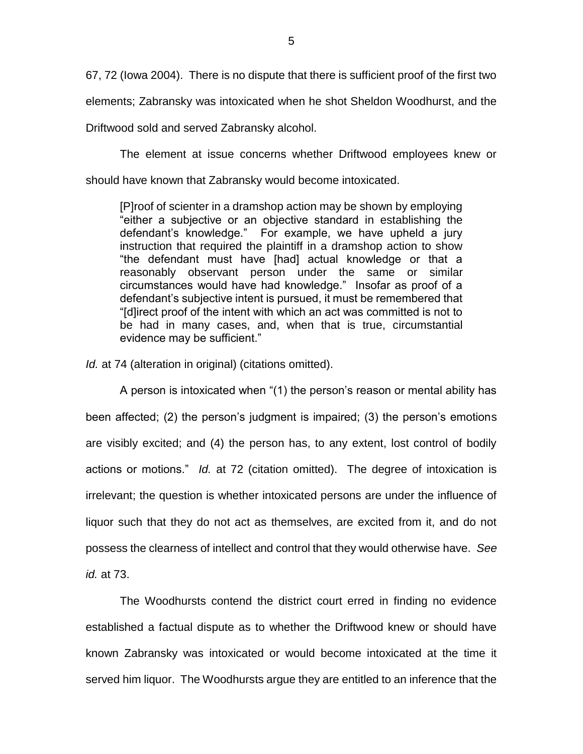67, 72 (Iowa 2004). There is no dispute that there is sufficient proof of the first two elements; Zabransky was intoxicated when he shot Sheldon Woodhurst, and the Driftwood sold and served Zabransky alcohol.

The element at issue concerns whether Driftwood employees knew or should have known that Zabransky would become intoxicated.

> [P]roof of scienter in a dramshop action may be shown by employing "either a subjective or an objective standard in establishing the defendant's knowledge." For example, we have upheld a jury instruction that required the plaintiff in a dramshop action to show "the defendant must have [had] actual knowledge or that a reasonably observant person under the same or similar circumstances would have had knowledge." Insofar as proof of a defendant's subjective intent is pursued, it must be remembered that "[d]irect proof of the intent with which an act was committed is not to be had in many cases, and, when that is true, circumstantial evidence may be sufficient."

*Id.* at 74 (alteration in original) (citations omitted).

A person is intoxicated when "(1) the person's reason or mental ability has been affected; (2) the person's judgment is impaired; (3) the person's emotions are visibly excited; and (4) the person has, to any extent, lost control of bodily actions or motions." *Id.* at 72 (citation omitted). The degree of intoxication is irrelevant; the question is whether intoxicated persons are under the influence of liquor such that they do not act as themselves, are excited from it, and do not possess the clearness of intellect and control that they would otherwise have. *See id.* at 73.

The Woodhursts contend the district court erred in finding no evidence established a factual dispute as to whether the Driftwood knew or should have known Zabransky was intoxicated or would become intoxicated at the time it served him liquor. The Woodhursts argue they are entitled to an inference that the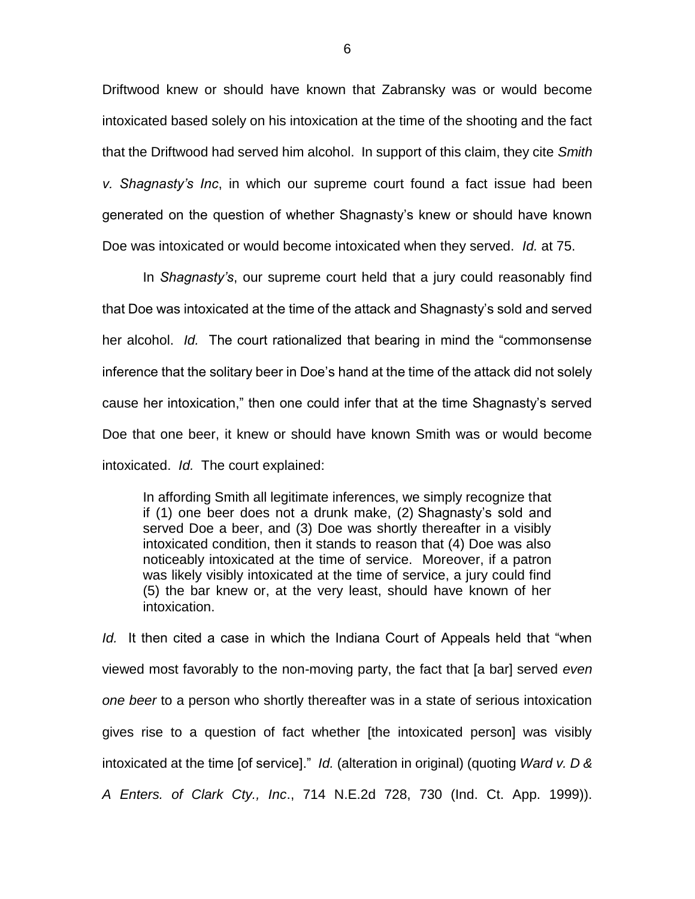Driftwood knew or should have known that Zabransky was or would become intoxicated based solely on his intoxication at the time of the shooting and the fact that the Driftwood had served him alcohol. In support of this claim, they cite *Smith v. Shagnasty's Inc*, in which our supreme court found a fact issue had been generated on the question of whether Shagnasty's knew or should have known Doe was intoxicated or would become intoxicated when they served. *Id.* at 75.

In *Shagnasty's*, our supreme court held that a jury could reasonably find that Doe was intoxicated at the time of the attack and Shagnasty's sold and served her alcohol. *Id.* The court rationalized that bearing in mind the "commonsense inference that the solitary beer in Doe's hand at the time of the attack did not solely cause her intoxication," then one could infer that at the time Shagnasty's served Doe that one beer, it knew or should have known Smith was or would become intoxicated. *Id.* The court explained:

> In affording Smith all legitimate inferences, we simply recognize that if (1) one beer does not a drunk make, (2) Shagnasty's sold and served Doe a beer, and (3) Doe was shortly thereafter in a visibly intoxicated condition, then it stands to reason that (4) Doe was also noticeably intoxicated at the time of service. Moreover, if a patron was likely visibly intoxicated at the time of service, a jury could find (5) the bar knew or, at the very least, should have known of her intoxication.

*Id.* It then cited a case in which the Indiana Court of Appeals held that "when viewed most favorably to the non-moving party, the fact that [a bar] served *even one beer* to a person who shortly thereafter was in a state of serious intoxication gives rise to a question of fact whether [the intoxicated person] was visibly intoxicated at the time [of service]." *Id.* (alteration in original) (quoting *Ward v. D & A Enters. of Clark Cty., Inc*., 714 N.E.2d 728, 730 (Ind. Ct. App. 1999)).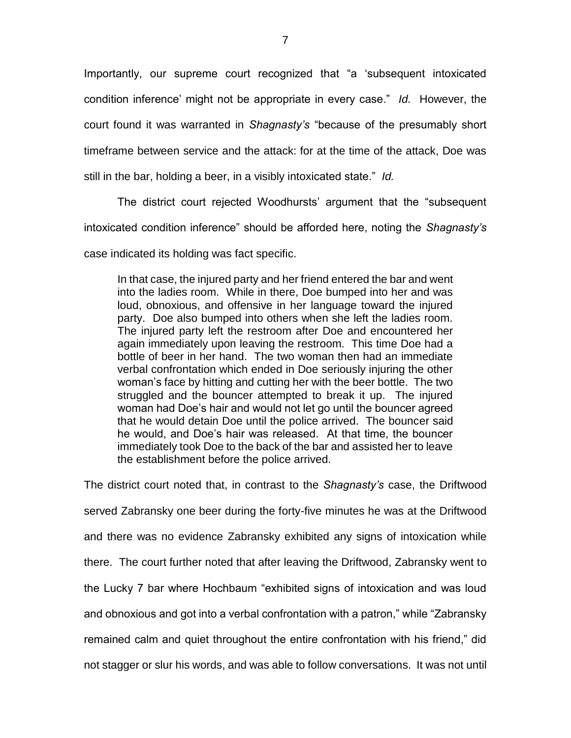Importantly, our supreme court recognized that "a 'subsequent intoxicated condition inference' might not be appropriate in every case." *Id.* However, the court found it was warranted in *Shagnasty's* "because of the presumably short timeframe between service and the attack: for at the time of the attack, Doe was still in the bar, holding a beer, in a visibly intoxicated state." *Id.*

The district court rejected Woodhursts' argument that the "subsequent intoxicated condition inference" should be afforded here, noting the *Shagnasty's* case indicated its holding was fact specific.

> In that case, the injured party and her friend entered the bar and went into the ladies room. While in there, Doe bumped into her and was loud, obnoxious, and offensive in her language toward the injured party. Doe also bumped into others when she left the ladies room. The injured party left the restroom after Doe and encountered her again immediately upon leaving the restroom. This time Doe had a bottle of beer in her hand. The two woman then had an immediate verbal confrontation which ended in Doe seriously injuring the other woman's face by hitting and cutting her with the beer bottle. The two struggled and the bouncer attempted to break it up. The injured woman had Doe's hair and would not let go until the bouncer agreed that he would detain Doe until the police arrived. The bouncer said he would, and Doe's hair was released. At that time, the bouncer immediately took Doe to the back of the bar and assisted her to leave the establishment before the police arrived.

The district court noted that, in contrast to the *Shagnasty's* case, the Driftwood served Zabransky one beer during the forty-five minutes he was at the Driftwood and there was no evidence Zabransky exhibited any signs of intoxication while there. The court further noted that after leaving the Driftwood, Zabransky went to the Lucky 7 bar where Hochbaum "exhibited signs of intoxication and was loud and obnoxious and got into a verbal confrontation with a patron," while "Zabransky remained calm and quiet throughout the entire confrontation with his friend," did not stagger or slur his words, and was able to follow conversations. It was not until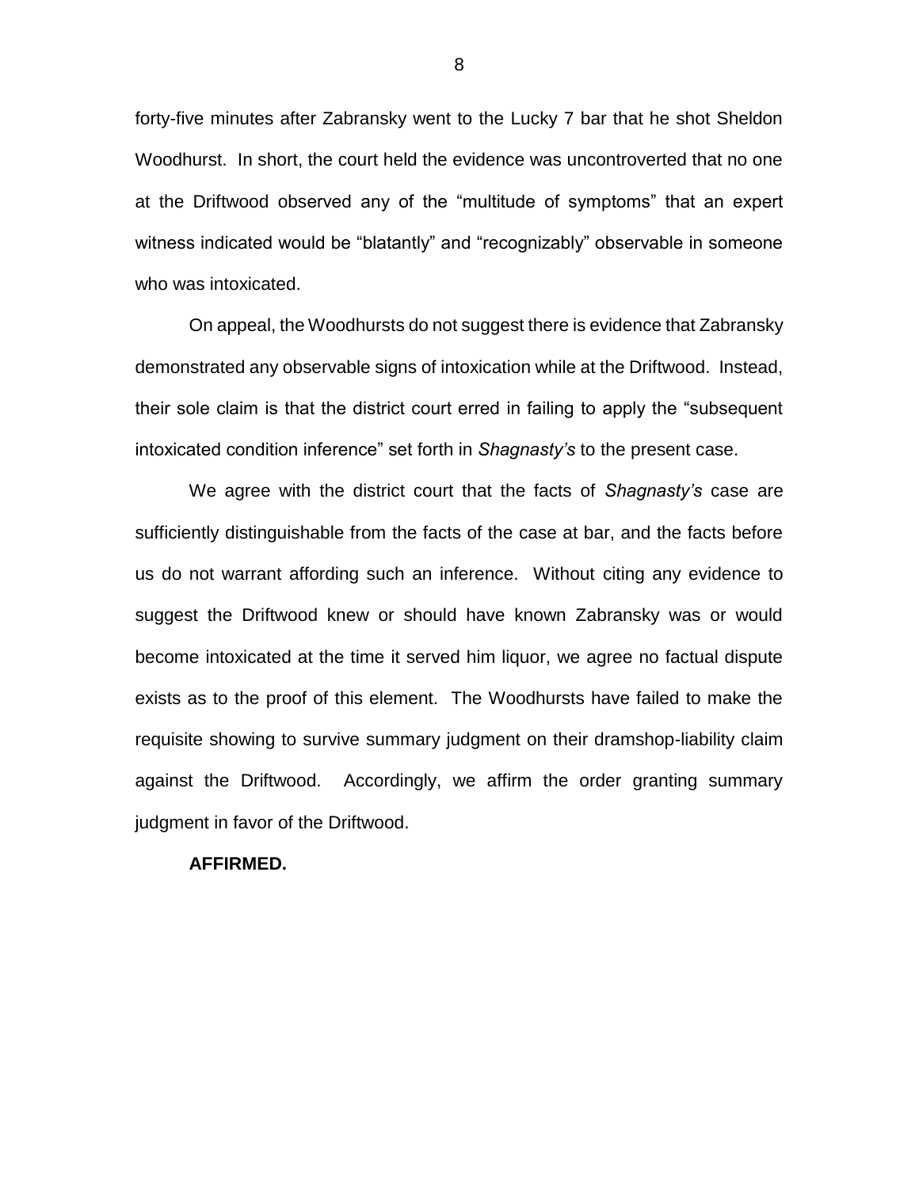forty-five minutes after Zabransky went to the Lucky 7 bar that he shot Sheldon Woodhurst. In short, the court held the evidence was uncontroverted that no one at the Driftwood observed any of the "multitude of symptoms" that an expert witness indicated would be "blatantly" and "recognizably" observable in someone who was intoxicated.

On appeal, the Woodhursts do not suggest there is evidence that Zabransky demonstrated any observable signs of intoxication while at the Driftwood. Instead, their sole claim is that the district court erred in failing to apply the "subsequent intoxicated condition inference" set forth in *Shagnasty's* to the present case.

We agree with the district court that the facts of *Shagnasty's* case are sufficiently distinguishable from the facts of the case at bar, and the facts before us do not warrant affording such an inference. Without citing any evidence to suggest the Driftwood knew or should have known Zabransky was or would become intoxicated at the time it served him liquor, we agree no factual dispute exists as to the proof of this element. The Woodhursts have failed to make the requisite showing to survive summary judgment on their dramshop-liability claim against the Driftwood. Accordingly, we affirm the order granting summary judgment in favor of the Driftwood.

**AFFIRMED.**